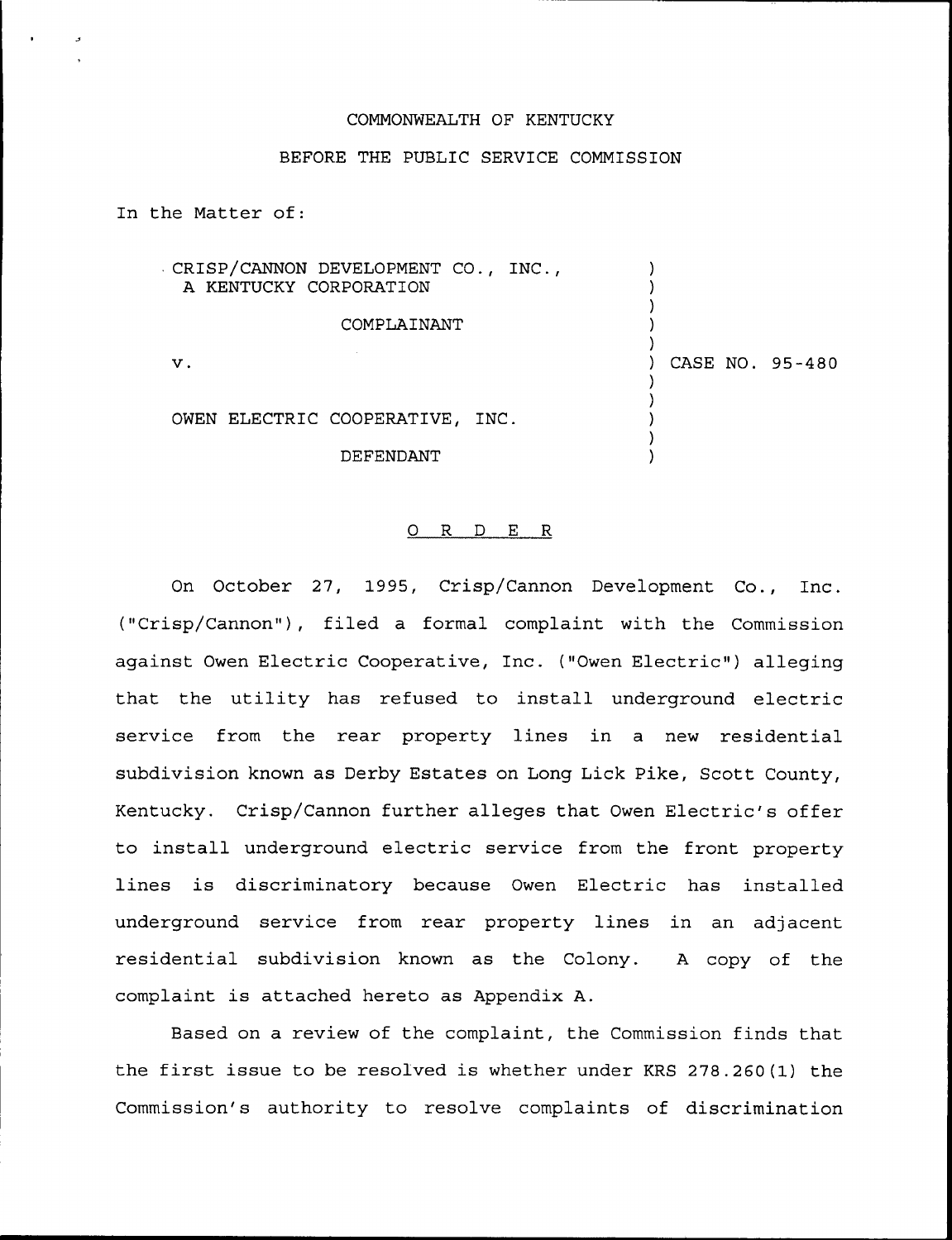COMMONWEALTH OF KENTUCKY

BEFORE THE PUBLIC SERVICE COMMISSION

In the Matter of:

| | |
|---|---|
| CRISP/CANNON DEVELOPMENT CO., INC., A KENTUCKY CORPORATION | |
| COMPLAINANT | |
| v. | CASE NO. 95-480 |
| OWEN ELECTRIC COOPERATIVE, INC. | |
| DEFENDANT | |

## O R D E R

On October 27, 1995, Crisp/Cannon Development Co., Inc. ("Crisp/Cannon"), filed a formal complaint with the Commission against Owen Electric Cooperative, Inc. ("Owen Electric") alleging that the utility has refused to install underground electric service from the rear property lines in a new residential subdivision known as Derby Estates on Long Lick Pike, Scott County, Kentucky. Crisp/Cannon further alleges that Owen Electric's offer to install underground electric service from the front property lines is discriminatory because Owen Electric has installed underground service from rear property lines in an adjacent residential subdivision known as the Colony. A copy of the complaint is attached hereto as Appendix A.

Based on a review of the complaint, the Commission finds that the first issue to be resolved is whether under KRS 278.260(1) the Commission's authority to resolve complaints of discrimination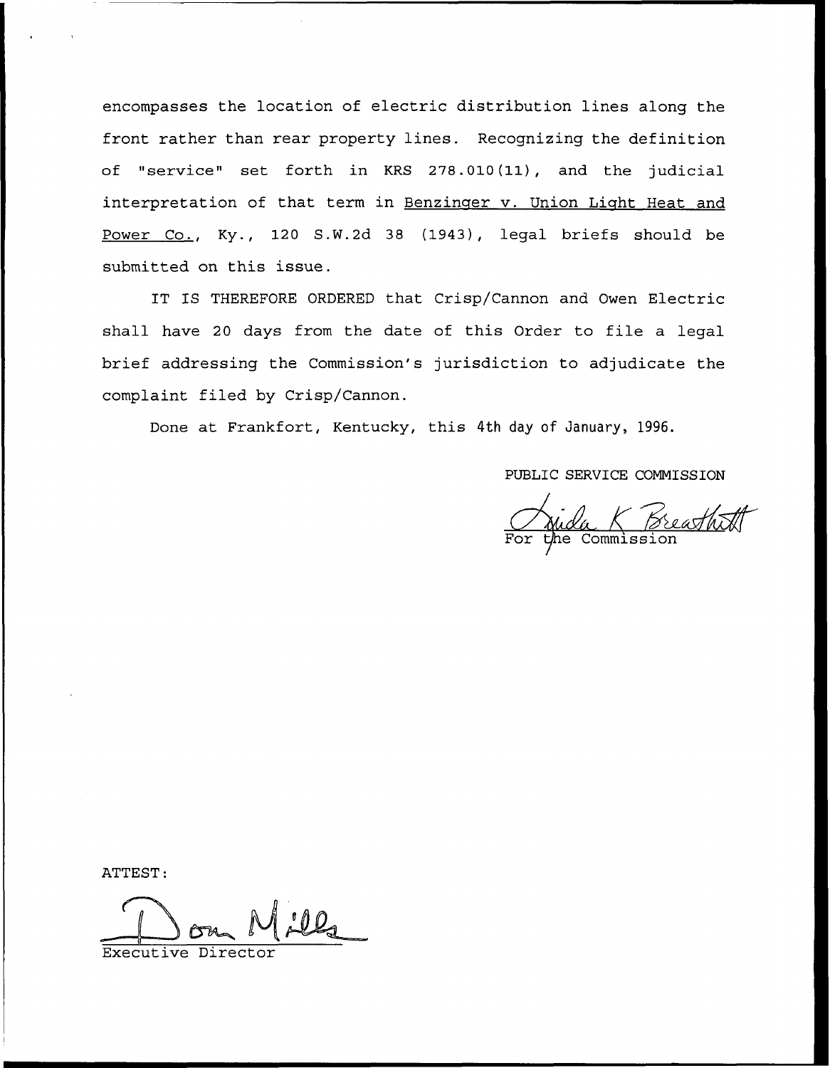encompasses the location of electric distribution lines along the front rather than rear property lines. Recognizing the definition of "service" set forth in KRS 278.010(11), and the judicial interpretation of that term in Benzinger v. Union Light Heat and Power Co., Ky., 120 S.W.2d 38 (1943), legal briefs should be submitted on this issue.

IT IS THEREFORE ORDERED that Crisp/Cannon and Owen Electric shall have 20 days from the date of this Order to file a legal brief addressing the Commission's jurisdiction to adjudicate the complaint filed by Crisp/Cannon.

Done at Frankfort, Kentucky, this 4th day of January, 1996.

PUBLIC SERVICE COMMISSION

For the Commission

ATTEST:

Executive Director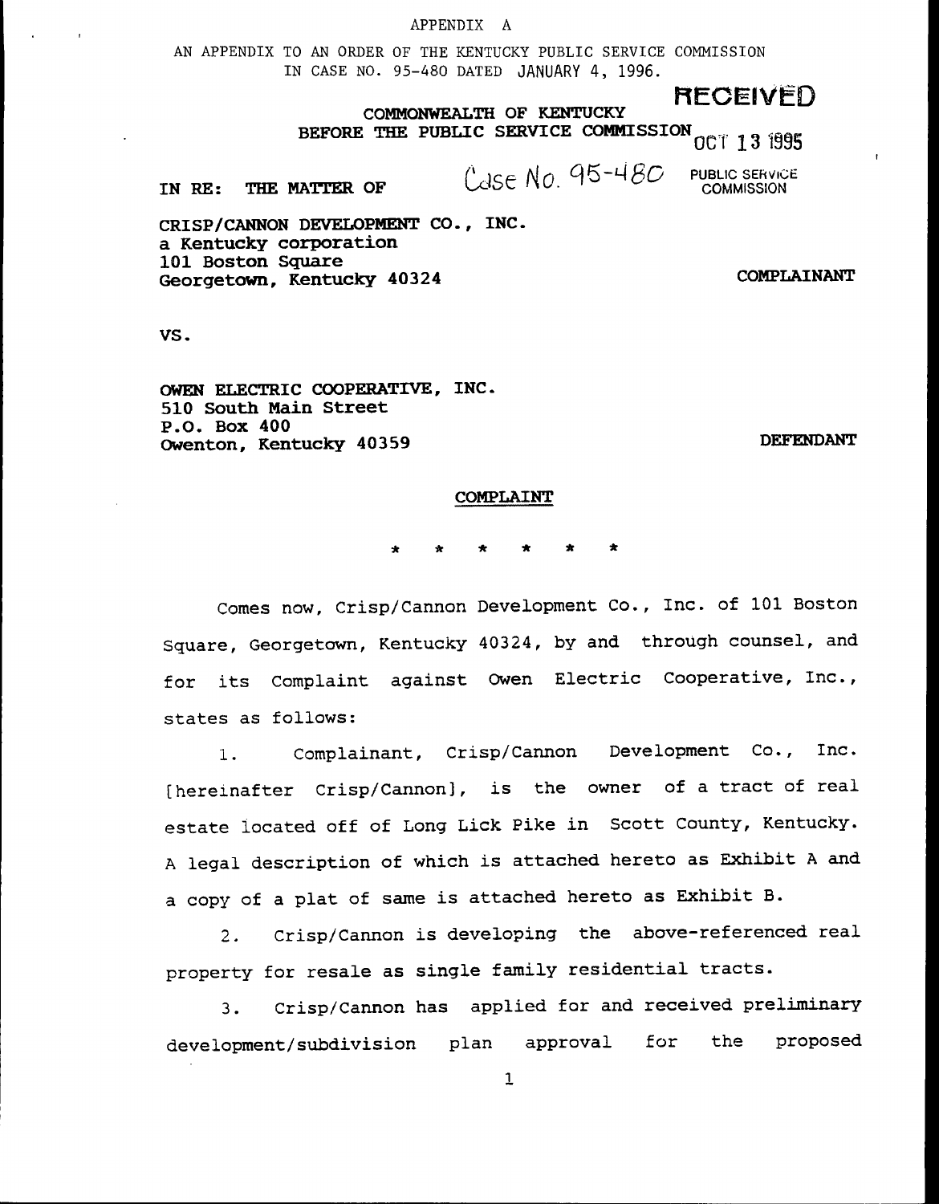APPENDIX A

AN APPENDIX TO AN ORDER OF THE KENTUCKY PUBLIC SERVICE COMMISSION IN CASE NO. 95-480 DATED JANUARY 4, 1996.

**RECEIVED**

OCT 13 1995

PUBLIC SERVICE COMMISSION

**COMMONWEALTH OF KENTUCKY**
**BEFORE THE PUBLIC SERVICE COMMISSION**

**IN RE: THE MATTER OF** Case No. 95-480

**CRISP/CANNON DEVELOPMENT CO., INC.**
**a Kentucky corporation**
**101 Boston Square**
**Georgetown, Kentucky 40324** **COMPLAINANT**

**VS.**

**OWEN ELECTRIC COOPERATIVE, INC.**
**510 South Main Street**
**P.O. Box 400**
**Owenton, Kentucky 40359** **DEFENDANT**

**COMPLAINT**

\* \* \* \* \* \*

Comes now, Crisp/Cannon Development Co., Inc. of 101 Boston Square, Georgetown, Kentucky 40324, by and through counsel, and for its Complaint against Owen Electric Cooperative, Inc., states as follows:

1. Complainant, Crisp/Cannon Development Co., Inc. [hereinafter Crisp/Cannon], is the owner of a tract of real estate located off of Long Lick Pike in Scott County, Kentucky. A legal description of which is attached hereto as Exhibit A and a copy of a plat of same is attached hereto as Exhibit B.

2. Crisp/Cannon is developing the above-referenced real property for resale as single family residential tracts.

3. Crisp/Cannon has applied for and received preliminary development/subdivision plan approval for the proposed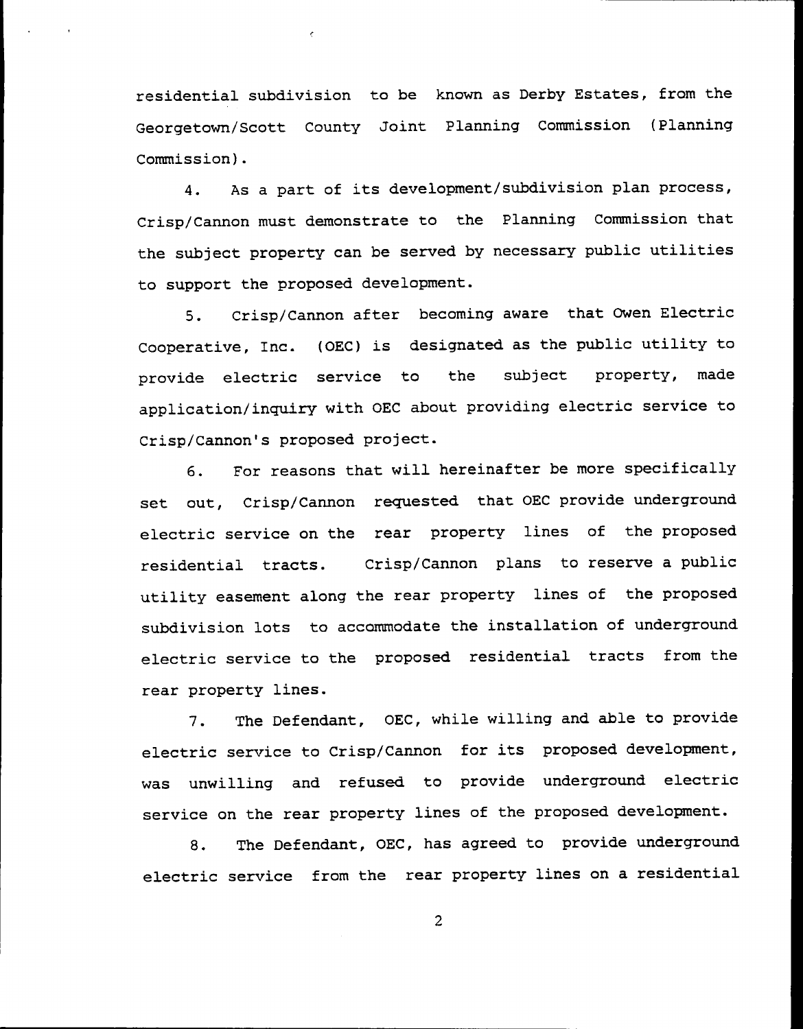residential subdivision to be known as Derby Estates, from the Georgetown/Scott County Joint Planning Commission (Planning Commission).

4. As a part of its development/subdivision plan process, Crisp/Cannon must demonstrate to the Planning Commission that the subject property can be served by necessary public utilities to support the proposed development.

5. Crisp/Cannon after becoming aware that Owen Electric Cooperative, Inc. (OEC) is designated as the public utility to provide electric service to the subject property, made application/inquiry with OEC about providing electric service to Crisp/Cannon's proposed project.

6. For reasons that will hereinafter be more specifically set out, Crisp/Cannon requested that OEC provide underground electric service on the rear property lines of the proposed residential tracts. Crisp/Cannon plans to reserve a public utility easement along the rear property lines of the proposed subdivision lots to accommodate the installation of underground electric service to the proposed residential tracts from the rear property lines.

7. The Defendant, OEC, while willing and able to provide electric service to Crisp/Cannon for its proposed development, was unwilling and refused to provide underground electric service on the rear property lines of the proposed development.

8. The Defendant, OEC, has agreed to provide underground electric service from the rear property lines on a residential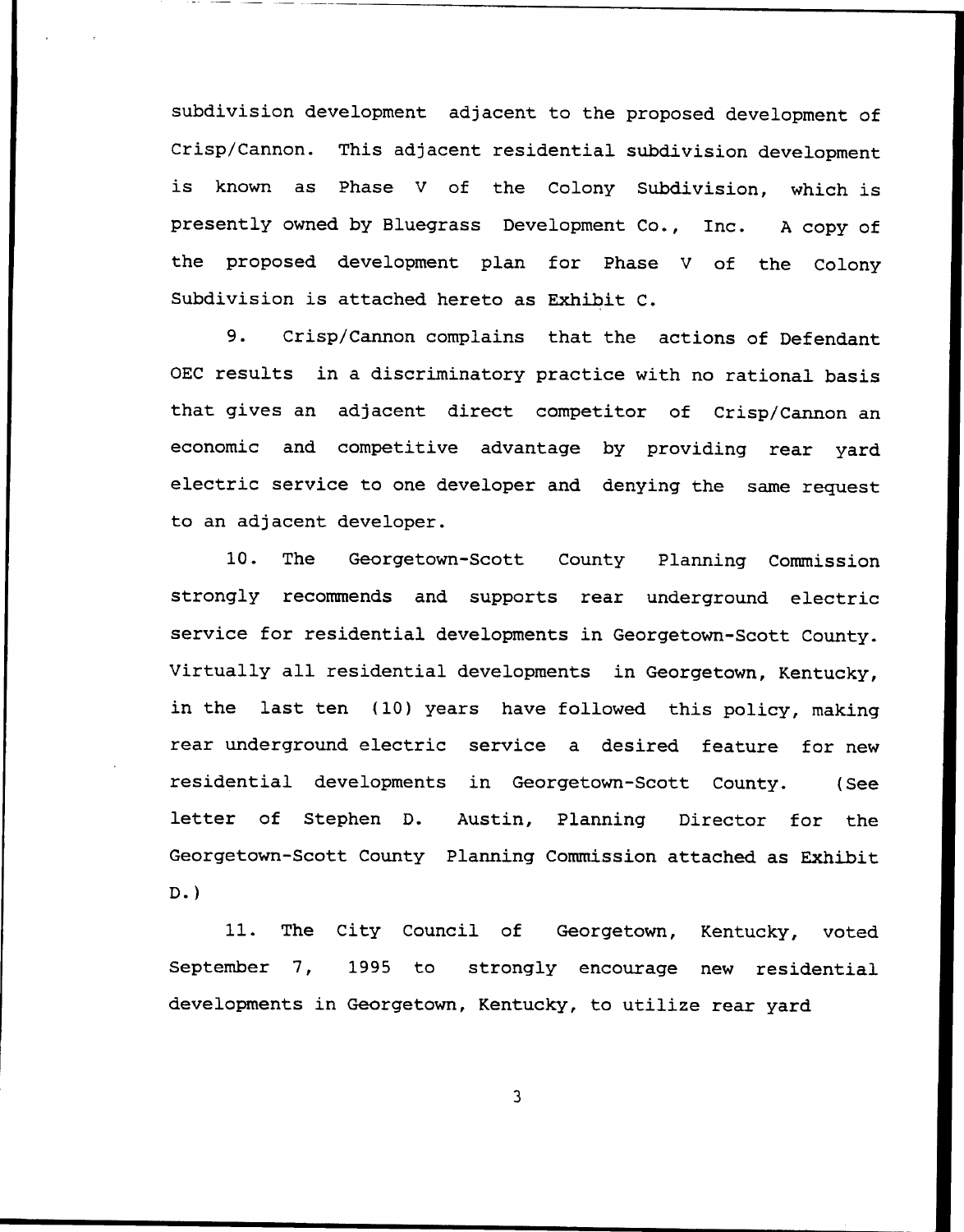subdivision development adjacent to the proposed development of Crisp/Cannon. This adjacent residential subdivision development is known as Phase V of the Colony Subdivision, which is presently owned by Bluegrass Development Co., Inc. A copy of the proposed development plan for Phase V of the Colony Subdivision is attached hereto as Exhibit C.

9. Crisp/Cannon complains that the actions of Defendant OEC results in a discriminatory practice with no rational basis that gives an adjacent direct competitor of Crisp/Cannon an economic and competitive advantage by providing rear yard electric service to one developer and denying the same request to an adjacent developer.

10. The Georgetown-Scott County Planning Commission strongly recommends and supports rear underground electric service for residential developments in Georgetown-Scott County. Virtually all residential developments in Georgetown, Kentucky, in the last ten (10) years have followed this policy, making rear underground electric service a desired feature for new residential developments in Georgetown-Scott County. (See letter of Stephen D. Austin, Planning Director for the Georgetown-Scott County Planning Commission attached as Exhibit D.)

11. The City Council of Georgetown, Kentucky, voted September 7, 1995 to strongly encourage new residential developments in Georgetown, Kentucky, to utilize rear yard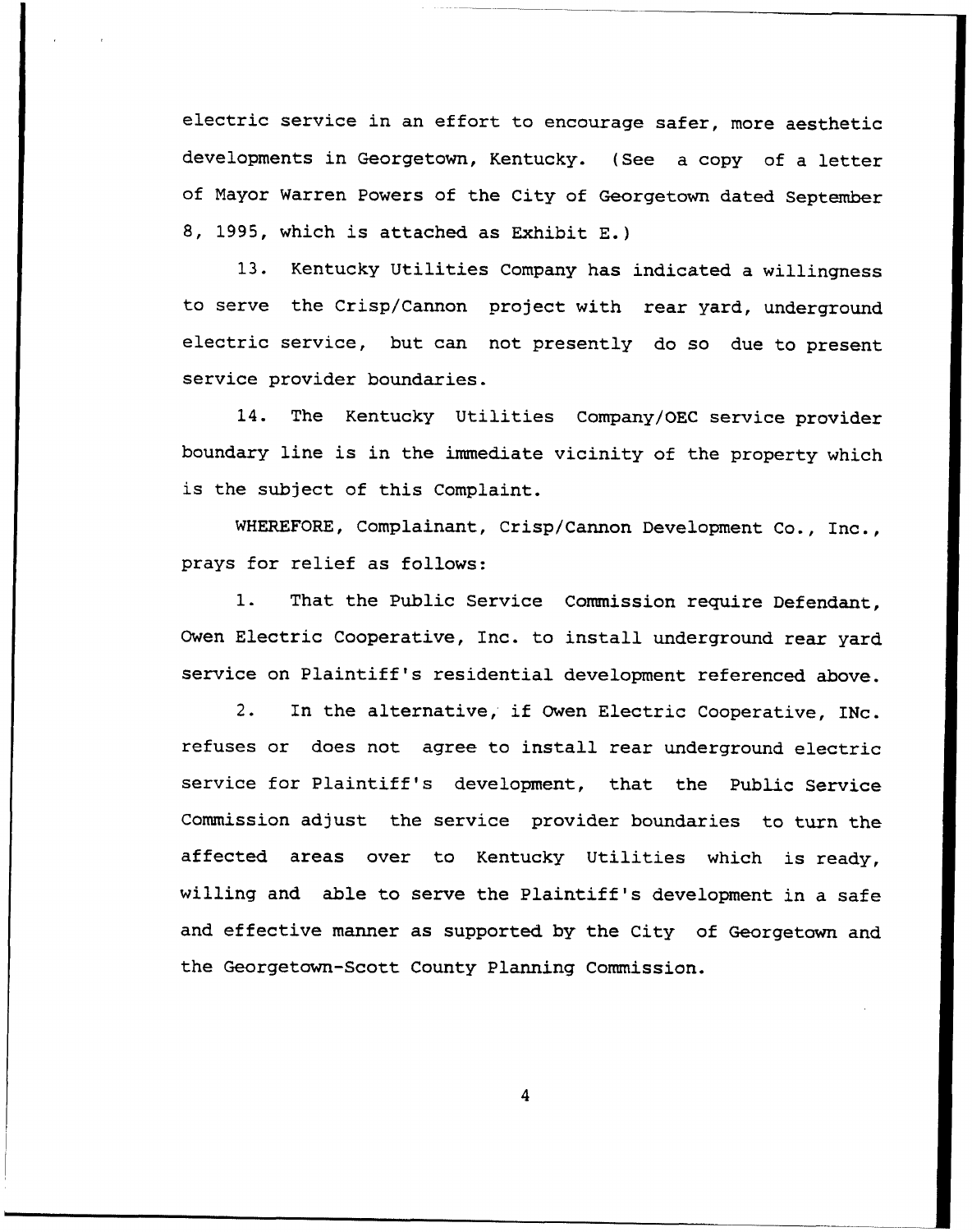electric service in an effort to encourage safer, more aesthetic developments in Georgetown, Kentucky. (See a copy of a letter of Mayor Warren Powers of the City of Georgetown dated September 8, 1995, which is attached as Exhibit E.)

13. Kentucky Utilities Company has indicated a willingness to serve the Crisp/Cannon project with rear yard, underground electric service, but can not presently do so due to present service provider boundaries.

14. The Kentucky Utilities Company/OEC service provider boundary line is in the immediate vicinity of the property which is the subject of this Complaint.

WHEREFORE, Complainant, Crisp/Cannon Development Co., Inc., prays for relief as follows:

1. That the Public Service Commission require Defendant, Owen Electric Cooperative, Inc. to install underground rear yard service on Plaintiff's residential development referenced above.

2. In the alternative, if Owen Electric Cooperative, INc. refuses or does not agree to install rear underground electric service for Plaintiff's development, that the Public Service Commission adjust the service provider boundaries to turn the affected areas over to Kentucky Utilities which is ready, willing and able to serve the Plaintiff's development in a safe and effective manner as supported by the City of Georgetown and the Georgetown-Scott County Planning Commission.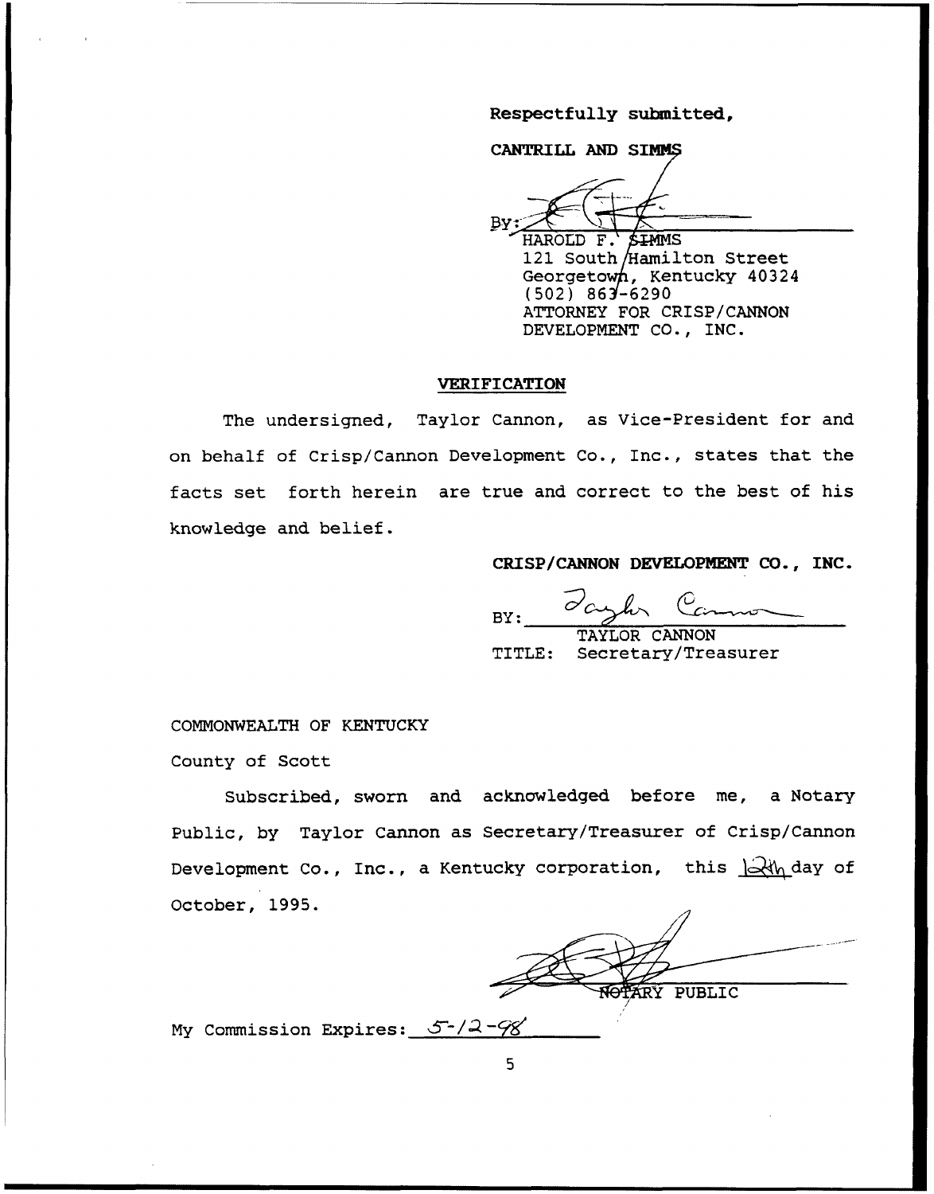Respectfully submitted,

**CANTRILL AND SIMMS**

By: ______________________

HAROLD F. SIMMS
121 South Hamilton Street
Georgetown, Kentucky 40324
(502) 863-6290
ATTORNEY FOR CRISP/CANNON
DEVELOPMENT CO., INC.

## VERIFICATION

The undersigned, Taylor Cannon, as Vice-President for and on behalf of Crisp/Cannon Development Co., Inc., states that the facts set forth herein are true and correct to the best of his knowledge and belief.

**CRISP/CANNON DEVELOPMENT CO., INC.**

BY: ______________________
TAYLOR CANNON
TITLE: Secretary/Treasurer

COMMONWEALTH OF KENTUCKY

County of Scott

Subscribed, sworn and acknowledged before me, a Notary Public, by Taylor Cannon as Secretary/Treasurer of Crisp/Cannon Development Co., Inc., a Kentucky corporation, this 12th day of October, 1995.

______________________
NOTARY PUBLIC

My Commission Expires: 5-12-98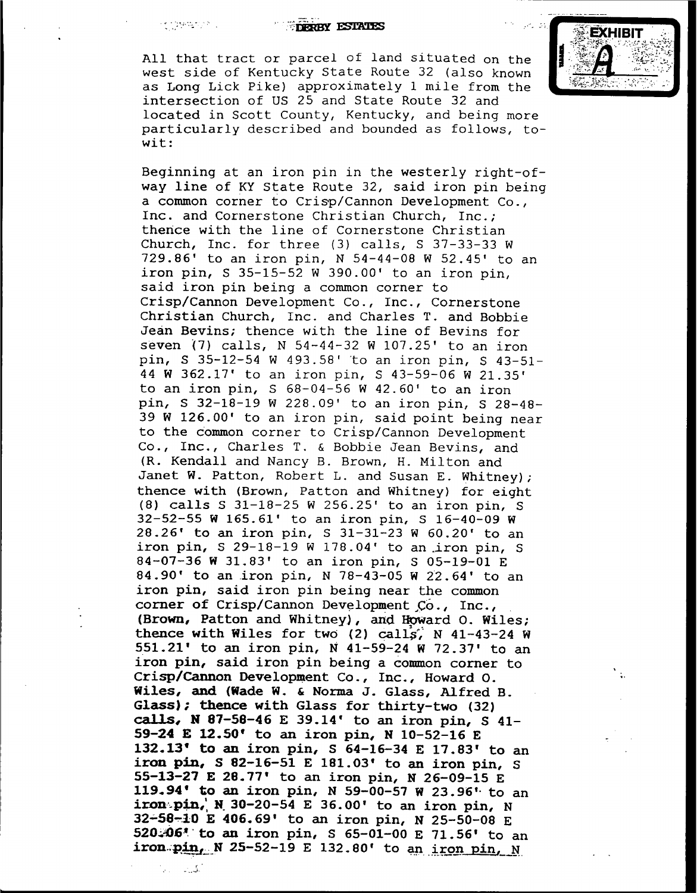DERBY ESTATES

EXHIBIT A

All that tract or parcel of land situated on the west side of Kentucky State Route 32 (also known as Long Lick Pike) approximately 1 mile from the intersection of US 25 and State Route 32 and located in Scott County, Kentucky, and being more particularly described and bounded as follows, to-wit:

Beginning at an iron pin in the westerly right-of-way line of KY State Route 32, said iron pin being a common corner to Crisp/Cannon Development Co., Inc. and Cornerstone Christian Church, Inc.; thence with the line of Cornerstone Christian Church, Inc. for three (3) calls, S 37-33-33 W 729.86' to an iron pin, N 54-44-08 W 52.45' to an iron pin, S 35-15-52 W 390.00' to an iron pin, said iron pin being a common corner to Crisp/Cannon Development Co., Inc., Cornerstone Christian Church, Inc. and Charles T. and Bobbie Jean Bevins; thence with the line of Bevins for seven (7) calls, N 54-44-32 W 107.25' to an iron pin, S 35-12-54 W 493.58' to an iron pin, S 43-51-44 W 362.17' to an iron pin, S 43-59-06 W 21.35' to an iron pin, S 68-04-56 W 42.60' to an iron pin, S 32-18-19 W 228.09' to an iron pin, S 28-48-39 W 126.00' to an iron pin, said point being near to the common corner to Crisp/Cannon Development Co., Inc., Charles T. & Bobbie Jean Bevins, and (R. Kendall and Nancy B. Brown, H. Milton and Janet W. Patton, Robert L. and Susan E. Whitney); thence with (Brown, Patton and Whitney) for eight (8) calls S 31-18-25 W 256.25' to an iron pin, S 32-52-55 W 165.61' to an iron pin, S 16-40-09 W 28.26' to an iron pin, S 31-31-23 W 60.20' to an iron pin, S 29-18-19 W 178.04' to an iron pin, S 84-07-36 W 31.83' to an iron pin, S 05-19-01 E 84.90' to an iron pin, N 78-43-05 W 22.64' to an iron pin, said iron pin being near the common corner of Crisp/Cannon Development Co., Inc., (Brown, Patton and Whitney), and Howard O. Wiles; thence with Wiles for two (2) calls, N 41-43-24 W 551.21' to an iron pin, N 41-59-24 W 72.37' to an iron pin, said iron pin being a common corner to Crisp/Cannon Development Co., Inc., Howard O. Wiles, and (Wade W. & Norma J. Glass, Alfred B. Glass); thence with Glass for thirty-two (32) calls, N 87-58-46 E 39.14' to an iron pin, S 41-59-24 E 12.50' to an iron pin, N 10-52-16 E 132.13' to an iron pin, S 64-16-34 E 17.83' to an iron pin, S 82-16-51 E 181.03' to an iron pin, S 55-13-27 E 28.77' to an iron pin, N 26-09-15 E 119.94' to an iron pin, N 59-00-57 W 23.96' to an iron pin, N 30-20-54 E 36.00' to an iron pin, N 32-58-10 E 406.69' to an iron pin, N 25-50-08 E 520.06' to an iron pin, S 65-01-00 E 71.56' to an iron pin, N 25-52-19 E 132.80' to an iron pin, N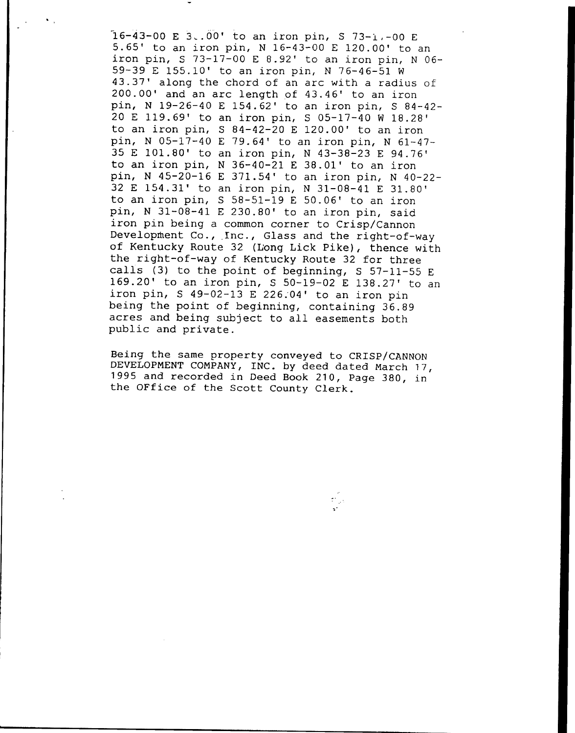16-43-00 E 3..00' to an iron pin, S 73-1,-00 E 5.65' to an iron pin, N 16-43-00 E 120.00' to an iron pin, S 73-17-00 E 8.92' to an iron pin, N 06-59-39 E 155.10' to an iron pin, N 76-46-51 W 43.37' along the chord of an arc with a radius of 200.00' and an arc length of 43.46' to an iron pin, N 19-26-40 E 154.62' to an iron pin, S 84-42-20 E 119.69' to an iron pin, S 05-17-40 W 18.28' to an iron pin, S 84-42-20 E 120.00' to an iron pin, N 05-17-40 E 79.64' to an iron pin, N 61-47-35 E 101.80' to an iron pin, N 43-38-23 E 94.76' to an iron pin, N 36-40-21 E 38.01' to an iron pin, N 45-20-16 E 371.54' to an iron pin, N 40-22-32 E 154.31' to an iron pin, N 31-08-41 E 31.80' to an iron pin, S 58-51-19 E 50.06' to an iron pin, N 31-08-41 E 230.80' to an iron pin, said iron pin being a common corner to Crisp/Cannon Development Co., Inc., Glass and the right-of-way of Kentucky Route 32 (Long Lick Pike), thence with the right-of-way of Kentucky Route 32 for three calls (3) to the point of beginning, S 57-11-55 E 169.20' to an iron pin, S 50-19-02 E 138.27' to an iron pin, S 49-02-13 E 226.04' to an iron pin being the point of beginning, containing 36.89 acres and being subject to all easements both public and private.

Being the same property conveyed to CRISP/CANNON DEVELOPMENT COMPANY, INC. by deed dated March 17, 1995 and recorded in Deed Book 210, Page 380, in the OFfice of the Scott County Clerk.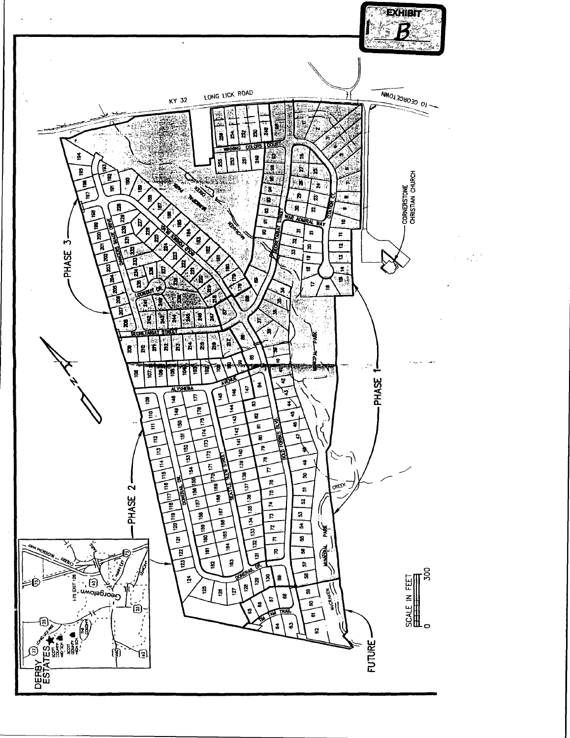EXHIBIT B

DERBY ESTATES

PHASE 1

PHASE 2

PHASE 3

FUTURE

KY 32 LONG LICK ROAD

TO GEORGETOWN

CORNERSTONE CHRISTIAN CHURCH

MUNICIPAL PARK

CREEK

McCRAKEN

SCALE IN FEET

0 300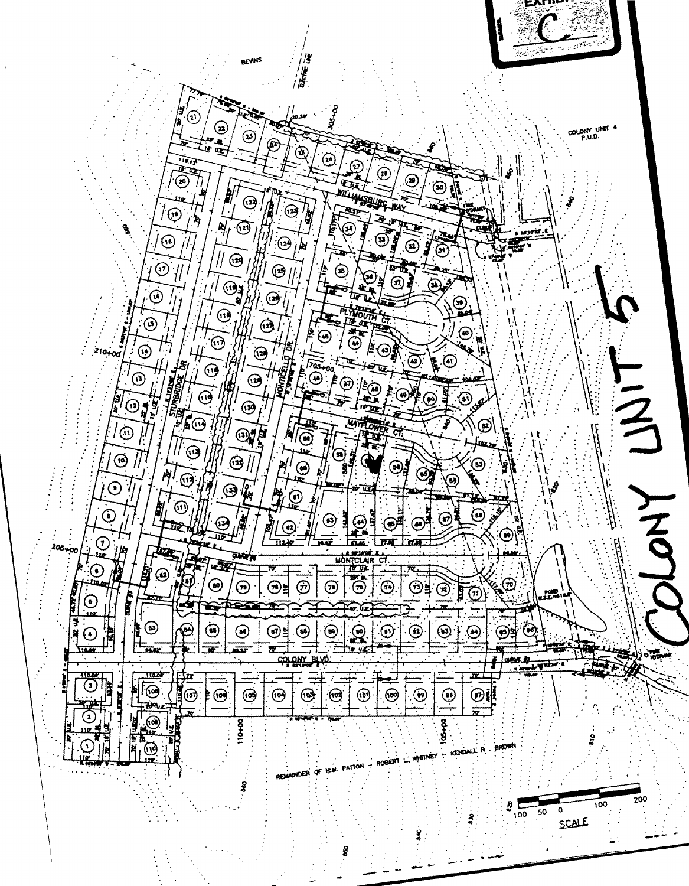EXHIBIT C

COLONY UNIT 5

BEVINS

ELECTRIC LINE

COLONY UNIT 4
P.U.D.

WILLIAMSBURG WAY

PLYMOUTH CT.

MAYFLOWER CT.

MONTCLAIR CT.

MONTICELLO DR.

STURBRIDGE DR.

COLONY BLVD.

POND

FIRE HYDRANT

REMAINDER OF H.M. PATTON - ROBERT L. WHITNEY - KENDALL R. BROWN

100 50 0 100 200

SCALE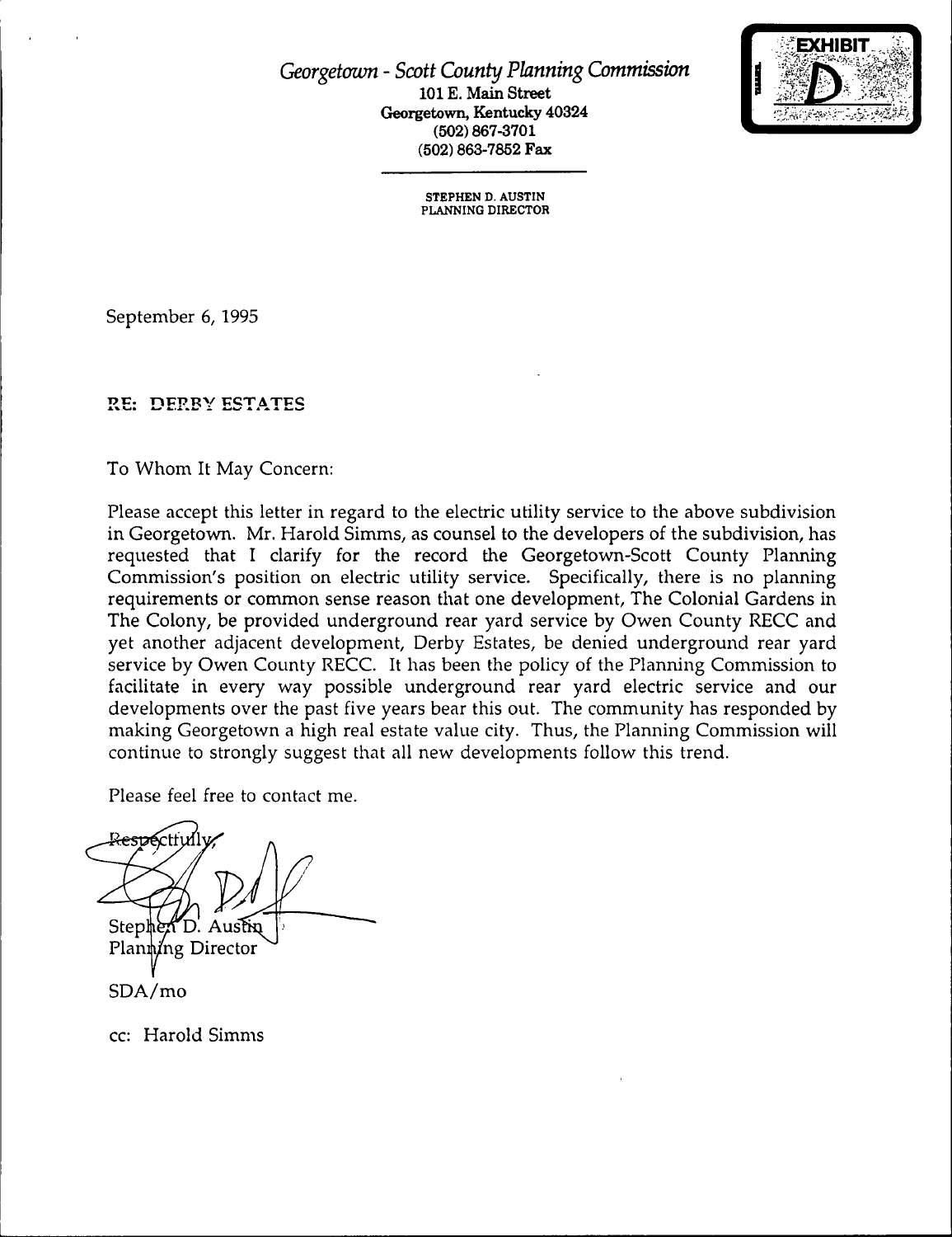*Georgetown - Scott County Planning Commission*
**101 E. Main Street**
**Georgetown, Kentucky 40324**
**(502) 867-3701**
**(502) 863-7852 Fax**

EXHIBIT D

STEPHEN D. AUSTIN
PLANNING DIRECTOR

September 6, 1995

RE: DERBY ESTATES

To Whom It May Concern:

Please accept this letter in regard to the electric utility service to the above subdivision in Georgetown. Mr. Harold Simms, as counsel to the developers of the subdivision, has requested that I clarify for the record the Georgetown-Scott County Planning Commission's position on electric utility service. Specifically, there is no planning requirements or common sense reason that one development, The Colonial Gardens in The Colony, be provided underground rear yard service by Owen County RECC and yet another adjacent development, Derby Estates, be denied underground rear yard service by Owen County RECC. It has been the policy of the Planning Commission to facilitate in every way possible underground rear yard electric service and our developments over the past five years bear this out. The community has responded by making Georgetown a high real estate value city. Thus, the Planning Commission will continue to strongly suggest that all new developments follow this trend.

Please feel free to contact me.

Respectfully,

Stephen D. Austin
Planning Director

SDA/mo

cc: Harold Simms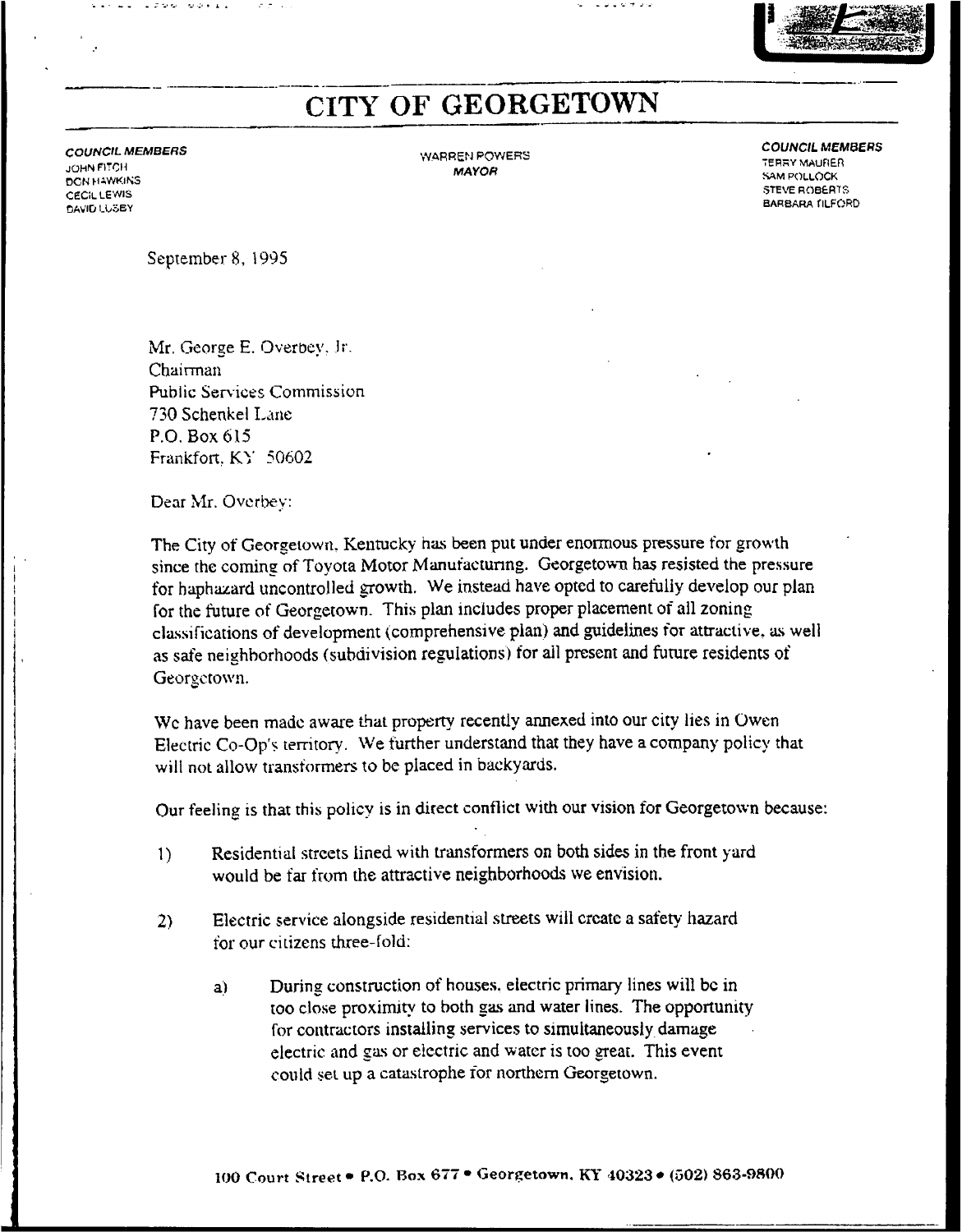# CITY OF GEORGETOWN

**COUNCIL MEMBERS**
JOHN FITCH
DON HAWKINS
CECIL LEWIS
DAVID LUSBY

WARREN POWERS
*MAYOR*

**COUNCIL MEMBERS**
TERRY MAURER
SAM POLLOCK
STEVE ROBERTS
BARBARA TILFORD

September 8, 1995

Mr. George E. Overbey, Jr.
Chairman
Public Services Commission
730 Schenkel Lane
P.O. Box 615
Frankfort, KY 50602

Dear Mr. Overbey:

The City of Georgetown, Kentucky has been put under enormous pressure for growth since the coming of Toyota Motor Manufacturing. Georgetown has resisted the pressure for haphazard uncontrolled growth. We instead have opted to carefully develop our plan for the future of Georgetown. This plan includes proper placement of all zoning classifications of development (comprehensive plan) and guidelines for attractive, as well as safe neighborhoods (subdivision regulations) for all present and future residents of Georgetown.

We have been made aware that property recently annexed into our city lies in Owen Electric Co-Op's territory. We further understand that they have a company policy that will not allow transformers to be placed in backyards.

Our feeling is that this policy is in direct conflict with our vision for Georgetown because:

1) Residential streets lined with transformers on both sides in the front yard would be far from the attractive neighborhoods we envision.

2) Electric service alongside residential streets will create a safety hazard for our citizens three-fold:

    a) During construction of houses, electric primary lines will be in too close proximity to both gas and water lines. The opportunity for contractors installing services to simultaneously damage electric and gas or electric and water is too great. This event could set up a catastrophe for northern Georgetown.

100 Court Street • P.O. Box 677 • Georgetown, KY 40323 • (502) 863-9800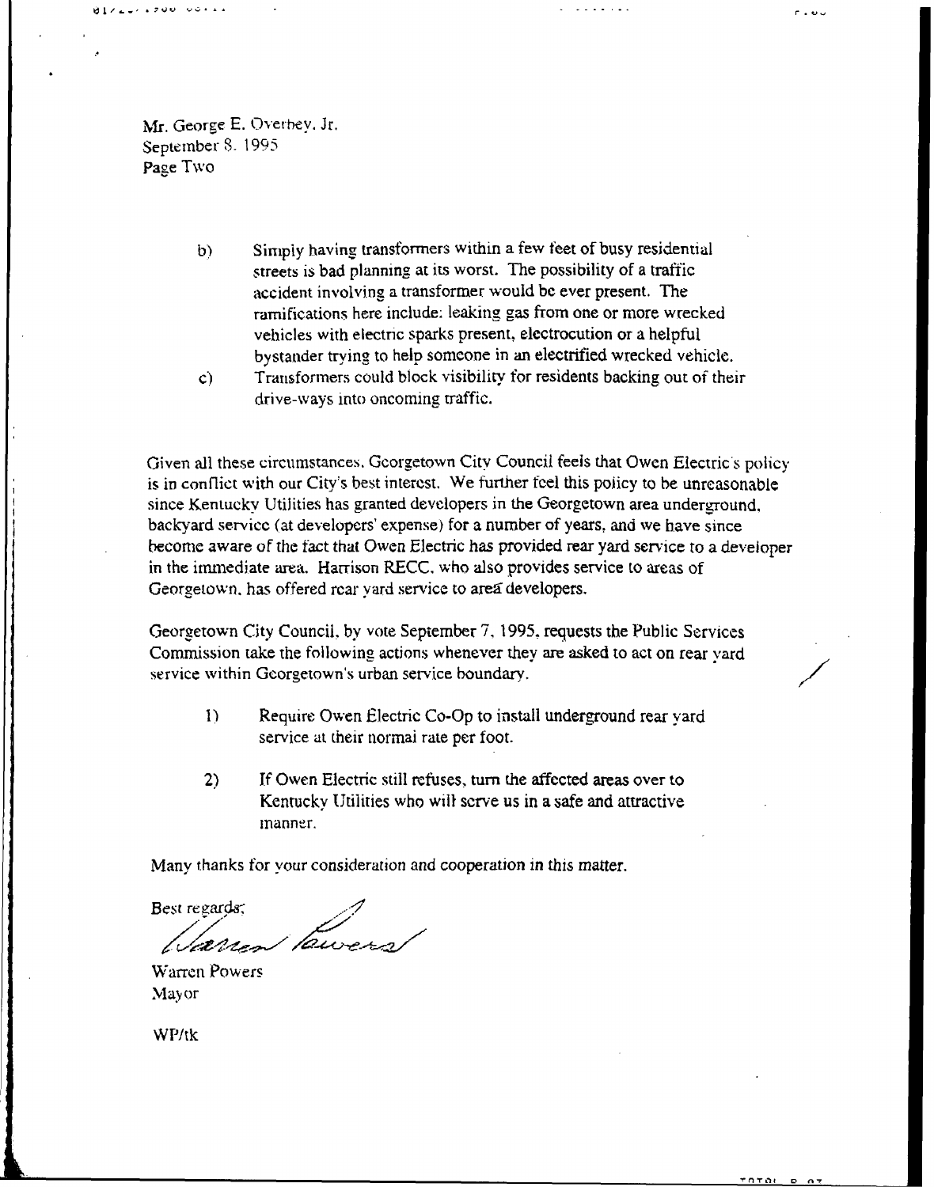Mr. George E. Overbey, Jr.
September 8, 1995
Page Two

b) Simply having transformers within a few feet of busy residential streets is bad planning at its worst. The possibility of a traffic accident involving a transformer would be ever present. The ramifications here include: leaking gas from one or more wrecked vehicles with electric sparks present, electrocution or a helpful bystander trying to help someone in an electrified wrecked vehicle.

c) Transformers could block visibility for residents backing out of their drive-ways into oncoming traffic.

Given all these circumstances, Georgetown City Council feels that Owen Electric's policy is in conflict with our City's best interest. We further feel this policy to be unreasonable since Kentucky Utilities has granted developers in the Georgetown area underground, backyard service (at developers' expense) for a number of years, and we have since become aware of the fact that Owen Electric has provided rear yard service to a developer in the immediate area. Harrison RECC, who also provides service to areas of Georgetown, has offered rear yard service to area developers.

Georgetown City Council, by vote September 7, 1995, requests the Public Services Commission take the following actions whenever they are asked to act on rear yard service within Georgetown's urban service boundary.

1) Require Owen Electric Co-Op to install underground rear yard service at their normal rate per foot.

2) If Owen Electric still refuses, turn the affected areas over to Kentucky Utilities who will serve us in a safe and attractive manner.

Many thanks for your consideration and cooperation in this matter.

Best regards,

Warren Powers

Warren Powers
Mayor

WP/tk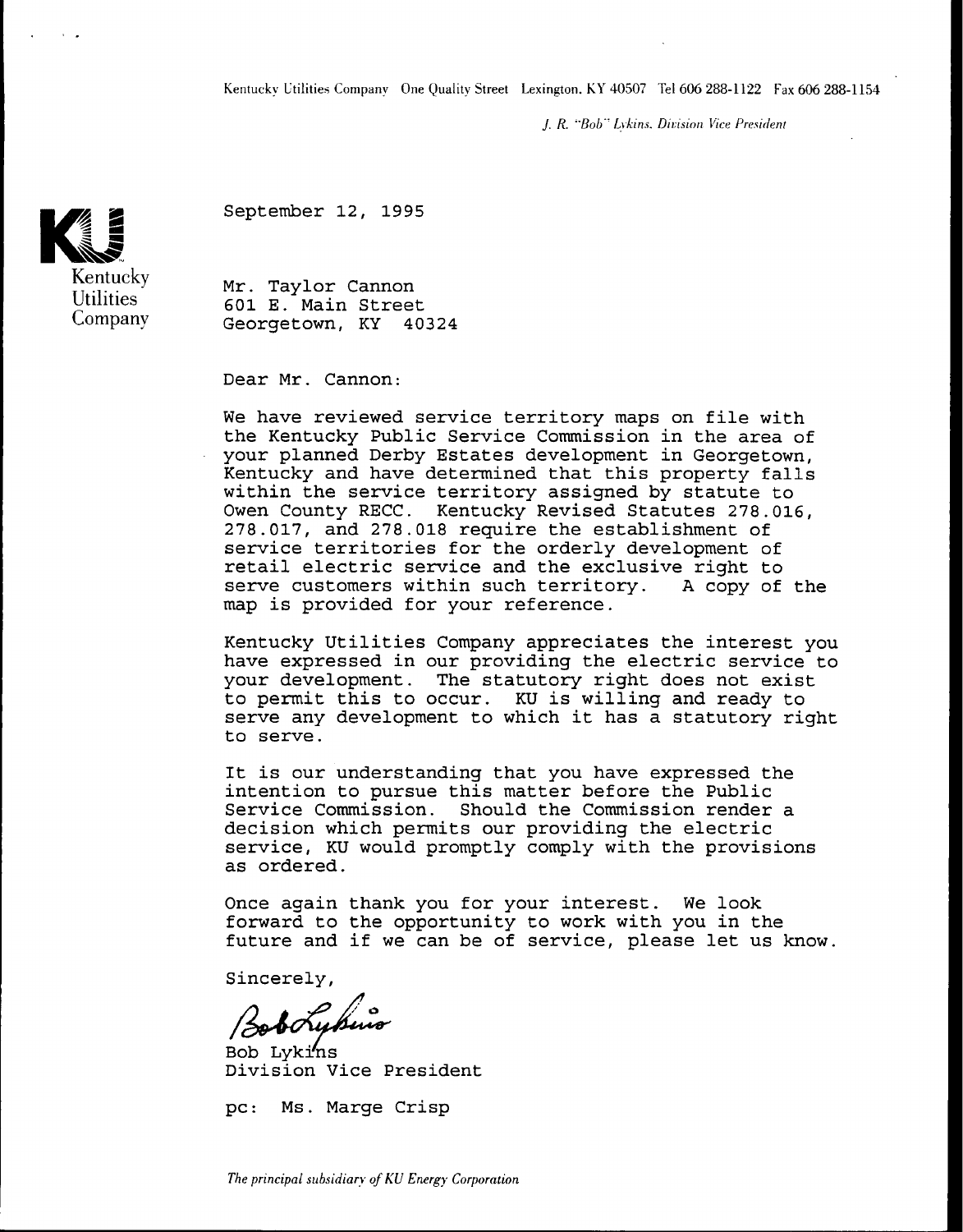Kentucky Utilities Company One Quality Street Lexington, KY 40507 Tel 606 288-1122 Fax 606 288-1154

*J. R. "Bob" Lykins, Division Vice President*

Kentucky Utilities Company

September 12, 1995

Mr. Taylor Cannon
601 E. Main Street
Georgetown, KY 40324

Dear Mr. Cannon:

We have reviewed service territory maps on file with the Kentucky Public Service Commission in the area of your planned Derby Estates development in Georgetown, Kentucky and have determined that this property falls within the service territory assigned by statute to Owen County RECC. Kentucky Revised Statutes 278.016, 278.017, and 278.018 require the establishment of service territories for the orderly development of retail electric service and the exclusive right to serve customers within such territory. A copy of the map is provided for your reference.

Kentucky Utilities Company appreciates the interest you have expressed in our providing the electric service to your development. The statutory right does not exist to permit this to occur. KU is willing and ready to serve any development to which it has a statutory right to serve.

It is our understanding that you have expressed the intention to pursue this matter before the Public Service Commission. Should the Commission render a decision which permits our providing the electric service, KU would promptly comply with the provisions as ordered.

Once again thank you for your interest. We look forward to the opportunity to work with you in the future and if we can be of service, please let us know.

Sincerely,

Bob Lykins
Division Vice President

pc: Ms. Marge Crisp

*The principal subsidiary of KU Energy Corporation*